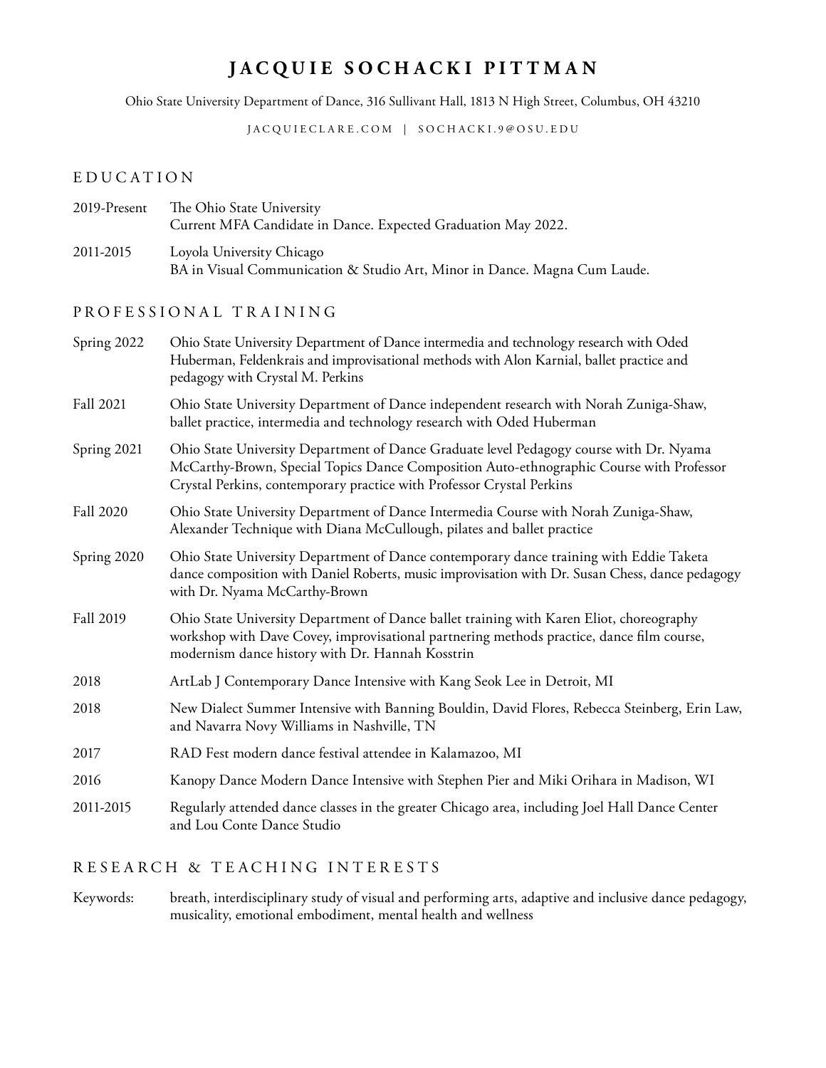# JACQUIE SOCHACKI PITTMAN

Ohio State University Department of Dance, 316 Sullivant Hall, 1813 N High Street, Columbus, OH 43210

JACQUIECLARE.COM | SOCHACKI.9@OSU.EDU

## EDUCATION

| | |
|---|---|
| 2019-Present | The Ohio State University<br>Current MFA Candidate in Dance. Expected Graduation May 2022. |
| 2011-2015 | Loyola University Chicago<br>BA in Visual Communication & Studio Art, Minor in Dance. Magna Cum Laude. |

## PROFESSIONAL TRAINING

| | |
|---|---|
| Spring 2022 | Ohio State University Department of Dance intermedia and technology research with Oded Huberman, Feldenkrais and improvisational methods with Alon Karnial, ballet practice and pedagogy with Crystal M. Perkins |
| Fall 2021 | Ohio State University Department of Dance independent research with Norah Zuniga-Shaw, ballet practice, intermedia and technology research with Oded Huberman |
| Spring 2021 | Ohio State University Department of Dance Graduate level Pedagogy course with Dr. Nyama McCarthy-Brown, Special Topics Dance Composition Auto-ethnographic Course with Professor Crystal Perkins, contemporary practice with Professor Crystal Perkins |
| Fall 2020 | Ohio State University Department of Dance Intermedia Course with Norah Zuniga-Shaw, Alexander Technique with Diana McCullough, pilates and ballet practice |
| Spring 2020 | Ohio State University Department of Dance contemporary dance training with Eddie Taketa dance composition with Daniel Roberts, music improvisation with Dr. Susan Chess, dance pedagogy with Dr. Nyama McCarthy-Brown |
| Fall 2019 | Ohio State University Department of Dance ballet training with Karen Eliot, choreography workshop with Dave Covey, improvisational partnering methods practice, dance film course, modernism dance history with Dr. Hannah Kosstrin |
| 2018 | ArtLab J Contemporary Dance Intensive with Kang Seok Lee in Detroit, MI |
| 2018 | New Dialect Summer Intensive with Banning Bouldin, David Flores, Rebecca Steinberg, Erin Law, and Navarra Novy Williams in Nashville, TN |
| 2017 | RAD Fest modern dance festival attendee in Kalamazoo, MI |
| 2016 | Kanopy Dance Modern Dance Intensive with Stephen Pier and Miki Orihara in Madison, WI |
| 2011-2015 | Regularly attended dance classes in the greater Chicago area, including Joel Hall Dance Center and Lou Conte Dance Studio |

## RESEARCH & TEACHING INTERESTS

| | |
|---|---|
| Keywords: | breath, interdisciplinary study of visual and performing arts, adaptive and inclusive dance pedagogy, musicality, emotional embodiment, mental health and wellness |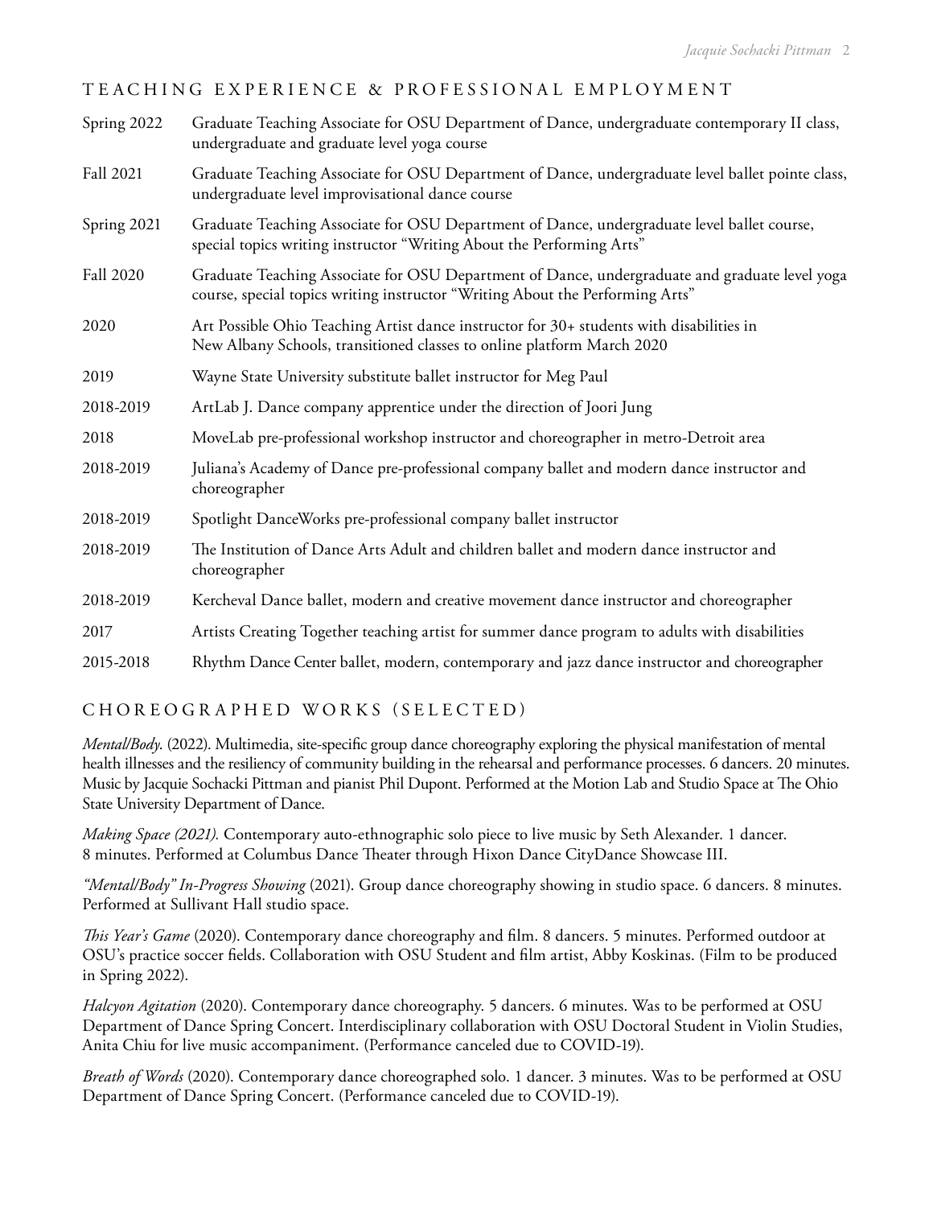## TEACHING EXPERIENCE & PROFESSIONAL EMPLOYMENT

| | |
|---|---|
| Spring 2022 | Graduate Teaching Associate for OSU Department of Dance, undergraduate contemporary II class, undergraduate and graduate level yoga course |
| Fall 2021 | Graduate Teaching Associate for OSU Department of Dance, undergraduate level ballet pointe class, undergraduate level improvisational dance course |
| Spring 2021 | Graduate Teaching Associate for OSU Department of Dance, undergraduate level ballet course, special topics writing instructor "Writing About the Performing Arts" |
| Fall 2020 | Graduate Teaching Associate for OSU Department of Dance, undergraduate and graduate level yoga course, special topics writing instructor "Writing About the Performing Arts" |
| 2020 | Art Possible Ohio Teaching Artist dance instructor for 30+ students with disabilities in New Albany Schools, transitioned classes to online platform March 2020 |
| 2019 | Wayne State University substitute ballet instructor for Meg Paul |
| 2018-2019 | ArtLab J. Dance company apprentice under the direction of Joori Jung |
| 2018 | MoveLab pre-professional workshop instructor and choreographer in metro-Detroit area |
| 2018-2019 | Juliana's Academy of Dance pre-professional company ballet and modern dance instructor and choreographer |
| 2018-2019 | Spotlight DanceWorks pre-professional company ballet instructor |
| 2018-2019 | The Institution of Dance Arts Adult and children ballet and modern dance instructor and choreographer |
| 2018-2019 | Kercheval Dance ballet, modern and creative movement dance instructor and choreographer |
| 2017 | Artists Creating Together teaching artist for summer dance program to adults with disabilities |
| 2015-2018 | Rhythm Dance Center ballet, modern, contemporary and jazz dance instructor and choreographer |

## CHOREOGRAPHED WORKS (SELECTED)

*Mental/Body.* (2022). Multimedia, site-specific group dance choreography exploring the physical manifestation of mental health illnesses and the resiliency of community building in the rehearsal and performance processes. 6 dancers. 20 minutes. Music by Jacquie Sochacki Pittman and pianist Phil Dupont. Performed at the Motion Lab and Studio Space at The Ohio State University Department of Dance.

*Making Space (2021).* Contemporary auto-ethnographic solo piece to live music by Seth Alexander. 1 dancer. 8 minutes. Performed at Columbus Dance Theater through Hixon Dance CityDance Showcase III.

*"Mental/Body" In-Progress Showing* (2021). Group dance choreography showing in studio space. 6 dancers. 8 minutes. Performed at Sullivant Hall studio space.

*This Year's Game* (2020). Contemporary dance choreography and film. 8 dancers. 5 minutes. Performed outdoor at OSU's practice soccer fields. Collaboration with OSU Student and film artist, Abby Koskinas. (Film to be produced in Spring 2022).

*Halcyon Agitation* (2020). Contemporary dance choreography. 5 dancers. 6 minutes. Was to be performed at OSU Department of Dance Spring Concert. Interdisciplinary collaboration with OSU Doctoral Student in Violin Studies, Anita Chiu for live music accompaniment. (Performance canceled due to COVID-19).

*Breath of Words* (2020). Contemporary dance choreographed solo. 1 dancer. 3 minutes. Was to be performed at OSU Department of Dance Spring Concert. (Performance canceled due to COVID-19).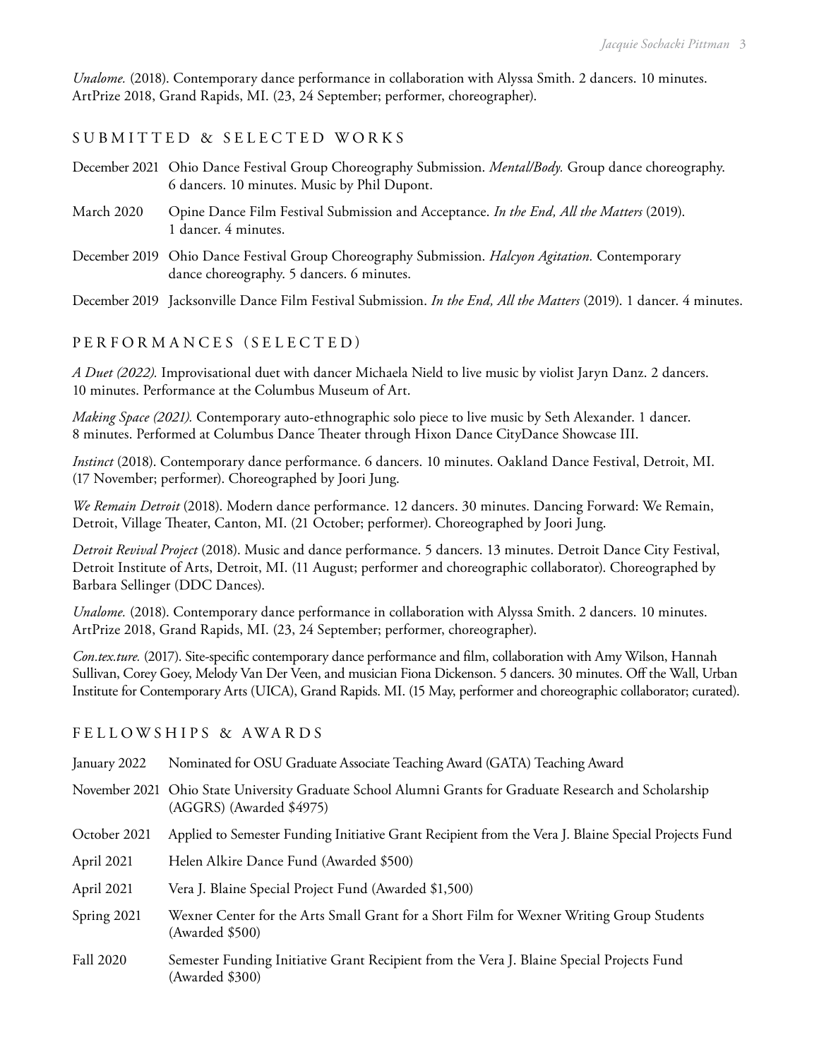*Unalome.* (2018). Contemporary dance performance in collaboration with Alyssa Smith. 2 dancers. 10 minutes. ArtPrize 2018, Grand Rapids, MI. (23, 24 September; performer, choreographer).

## SUBMITTED & SELECTED WORKS

December 2021 Ohio Dance Festival Group Choreography Submission. *Mental/Body.* Group dance choreography. 6 dancers. 10 minutes. Music by Phil Dupont.

March 2020 Opine Dance Film Festival Submission and Acceptance. *In the End, All the Matters* (2019). 1 dancer. 4 minutes.

December 2019 Ohio Dance Festival Group Choreography Submission. *Halcyon Agitation.* Contemporary dance choreography. 5 dancers. 6 minutes.

December 2019 Jacksonville Dance Film Festival Submission. *In the End, All the Matters* (2019). 1 dancer. 4 minutes.

## PERFORMANCES (SELECTED)

*A Duet (2022).* Improvisational duet with dancer Michaela Nield to live music by violist Jaryn Danz. 2 dancers. 10 minutes. Performance at the Columbus Museum of Art.

*Making Space (2021).* Contemporary auto-ethnographic solo piece to live music by Seth Alexander. 1 dancer. 8 minutes. Performed at Columbus Dance Theater through Hixon Dance CityDance Showcase III.

*Instinct* (2018). Contemporary dance performance. 6 dancers. 10 minutes. Oakland Dance Festival, Detroit, MI. (17 November; performer). Choreographed by Joori Jung.

*We Remain Detroit* (2018). Modern dance performance. 12 dancers. 30 minutes. Dancing Forward: We Remain, Detroit, Village Theater, Canton, MI. (21 October; performer). Choreographed by Joori Jung.

*Detroit Revival Project* (2018). Music and dance performance. 5 dancers. 13 minutes. Detroit Dance City Festival, Detroit Institute of Arts, Detroit, MI. (11 August; performer and choreographic collaborator). Choreographed by Barbara Sellinger (DDC Dances).

*Unalome.* (2018). Contemporary dance performance in collaboration with Alyssa Smith. 2 dancers. 10 minutes. ArtPrize 2018, Grand Rapids, MI. (23, 24 September; performer, choreographer).

*Con.tex.ture.* (2017). Site-specific contemporary dance performance and film, collaboration with Amy Wilson, Hannah Sullivan, Corey Goey, Melody Van Der Veen, and musician Fiona Dickenson. 5 dancers. 30 minutes. Off the Wall, Urban Institute for Contemporary Arts (UICA), Grand Rapids. MI. (15 May, performer and choreographic collaborator; curated).

## FELLOWSHIPS & AWARDS

January 2022 Nominated for OSU Graduate Associate Teaching Award (GATA) Teaching Award

November 2021 Ohio State University Graduate School Alumni Grants for Graduate Research and Scholarship (AGGRS) (Awarded $4975)

October 2021 Applied to Semester Funding Initiative Grant Recipient from the Vera J. Blaine Special Projects Fund

April 2021 Helen Alkire Dance Fund (Awarded $500)

April 2021 Vera J. Blaine Special Project Fund (Awarded $1,500)

Spring 2021 Wexner Center for the Arts Small Grant for a Short Film for Wexner Writing Group Students (Awarded $500)

Fall 2020 Semester Funding Initiative Grant Recipient from the Vera J. Blaine Special Projects Fund (Awarded $300)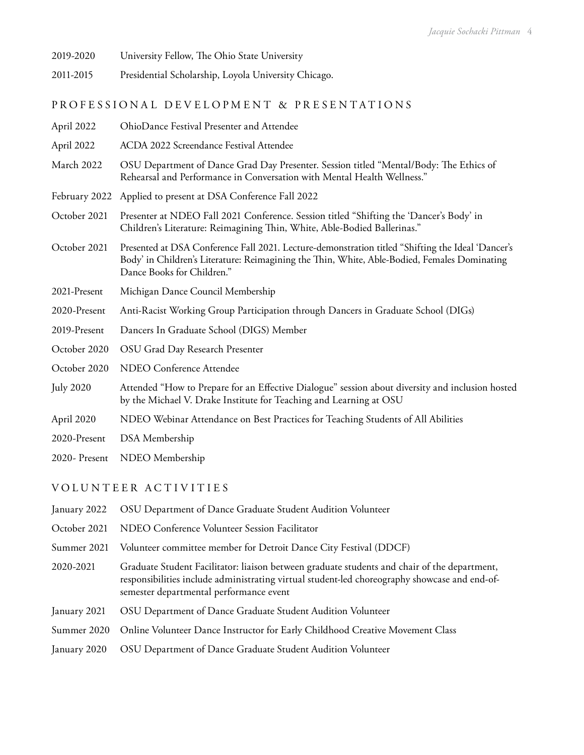2019-2020 University Fellow, The Ohio State University

2011-2015 Presidential Scholarship, Loyola University Chicago.

## PROFESSIONAL DEVELOPMENT & PRESENTATIONS

| | |
|---|---|
| April 2022 | OhioDance Festival Presenter and Attendee |
| April 2022 | ACDA 2022 Screendance Festival Attendee |
| March 2022 | OSU Department of Dance Grad Day Presenter. Session titled "Mental/Body: The Ethics of Rehearsal and Performance in Conversation with Mental Health Wellness." |
| February 2022 | Applied to present at DSA Conference Fall 2022 |
| October 2021 | Presenter at NDEO Fall 2021 Conference. Session titled "Shifting the 'Dancer's Body' in Children's Literature: Reimagining Thin, White, Able-Bodied Ballerinas." |
| October 2021 | Presented at DSA Conference Fall 2021. Lecture-demonstration titled "Shifting the Ideal 'Dancer's Body' in Children's Literature: Reimagining the Thin, White, Able-Bodied, Females Dominating Dance Books for Children." |
| 2021-Present | Michigan Dance Council Membership |
| 2020-Present | Anti-Racist Working Group Participation through Dancers in Graduate School (DIGs) |
| 2019-Present | Dancers In Graduate School (DIGS) Member |
| October 2020 | OSU Grad Day Research Presenter |
| October 2020 | NDEO Conference Attendee |
| July 2020 | Attended "How to Prepare for an Effective Dialogue" session about diversity and inclusion hosted by the Michael V. Drake Institute for Teaching and Learning at OSU |
| April 2020 | NDEO Webinar Attendance on Best Practices for Teaching Students of All Abilities |
| 2020-Present | DSA Membership |
| 2020- Present | NDEO Membership |

## VOLUNTEER ACTIVITIES

| | |
|---|---|
| January 2022 | OSU Department of Dance Graduate Student Audition Volunteer |
| October 2021 | NDEO Conference Volunteer Session Facilitator |
| Summer 2021 | Volunteer committee member for Detroit Dance City Festival (DDCF) |
| 2020-2021 | Graduate Student Facilitator: liaison between graduate students and chair of the department, responsibilities include administrating virtual student-led choreography showcase and end-of-semester departmental performance event |
| January 2021 | OSU Department of Dance Graduate Student Audition Volunteer |
| Summer 2020 | Online Volunteer Dance Instructor for Early Childhood Creative Movement Class |
| January 2020 | OSU Department of Dance Graduate Student Audition Volunteer |